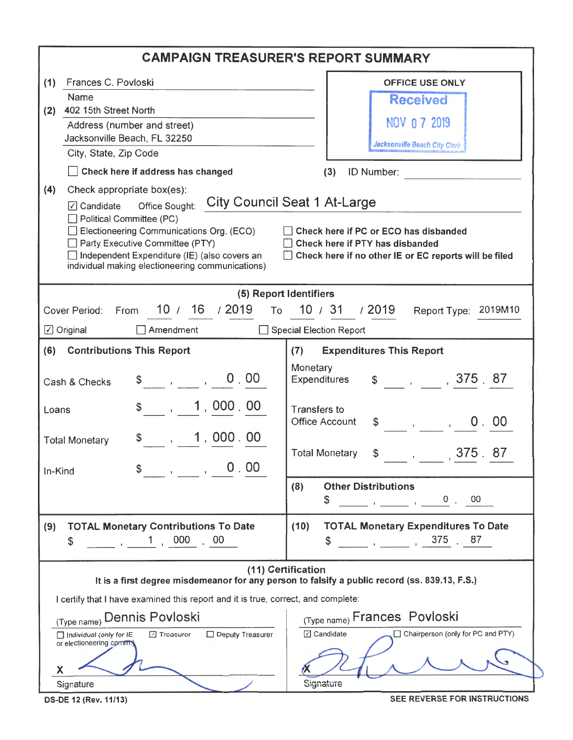# CAMPAIGN TREASURER'S REPORT SUMMARY

**(1)** Frances C. Povloski
Name

**(2)** 402 15th Street North
Address (number and street)

Jacksonville Beach, FL 32250
City, State, Zip Code

☐ **Check here if address has changed**

OFFICE USE ONLY
Received
NOV 07 2019
Jacksonville Beach City Clerk

**(3)** ID Number: ______

**(4)** Check appropriate box(es):

- ☑ Candidate   Office Sought: City Council Seat 1 At-Large
- ☐ Political Committee (PC)
- ☐ Electioneering Communications Org. (ECO)
- ☐ Party Executive Committee (PTY)
- ☐ Independent Expenditure (IE) (also covers an individual making electioneering communications)

- ☐ **Check here if PC or ECO has disbanded**
- ☐ **Check here if PTY has disbanded**
- ☐ **Check here if no other IE or EC reports will be filed**

## (5) Report Identifiers

Cover Period: From 10 / 16 / 2019 To 10 / 31 / 2019   Report Type: 2019M10

☑ Original   ☐ Amendment   ☐ Special Election Report

## (6) Contributions This Report

| | |
|---|---|
| Cash & Checks | $ 0.00 |
| Loans | $ 1,000.00 |
| Total Monetary | $ 1,000.00 |
| In-Kind | $ 0.00 |

## (7) Expenditures This Report

| | |
|---|---|
| Monetary Expenditures | $ 375.87 |
| Transfers to Office Account | $ 0.00 |
| Total Monetary | $ 375.87 |

## (8) Other Distributions

$ 0.00

## (9) TOTAL Monetary Contributions To Date

$ 1,000.00

## (10) TOTAL Monetary Expenditures To Date

$ 375.87

## (11) Certification

**It is a first degree misdemeanor for any person to falsify a public record (ss. 839.13, F.S.)**

I certify that I have examined this report and it is true, correct, and complete:

(Type name) Dennis Povloski

☐ Individual (only for IE or electioneering comm.)   ☑ Treasurer   ☐ Deputy Treasurer

X [signature]
Signature

(Type name) Frances Povloski

☑ Candidate   ☐ Chairperson (only for PC and PTY)

X [signature]
Signature

DS-DE 12 (Rev. 11/13)   SEE REVERSE FOR INSTRUCTIONS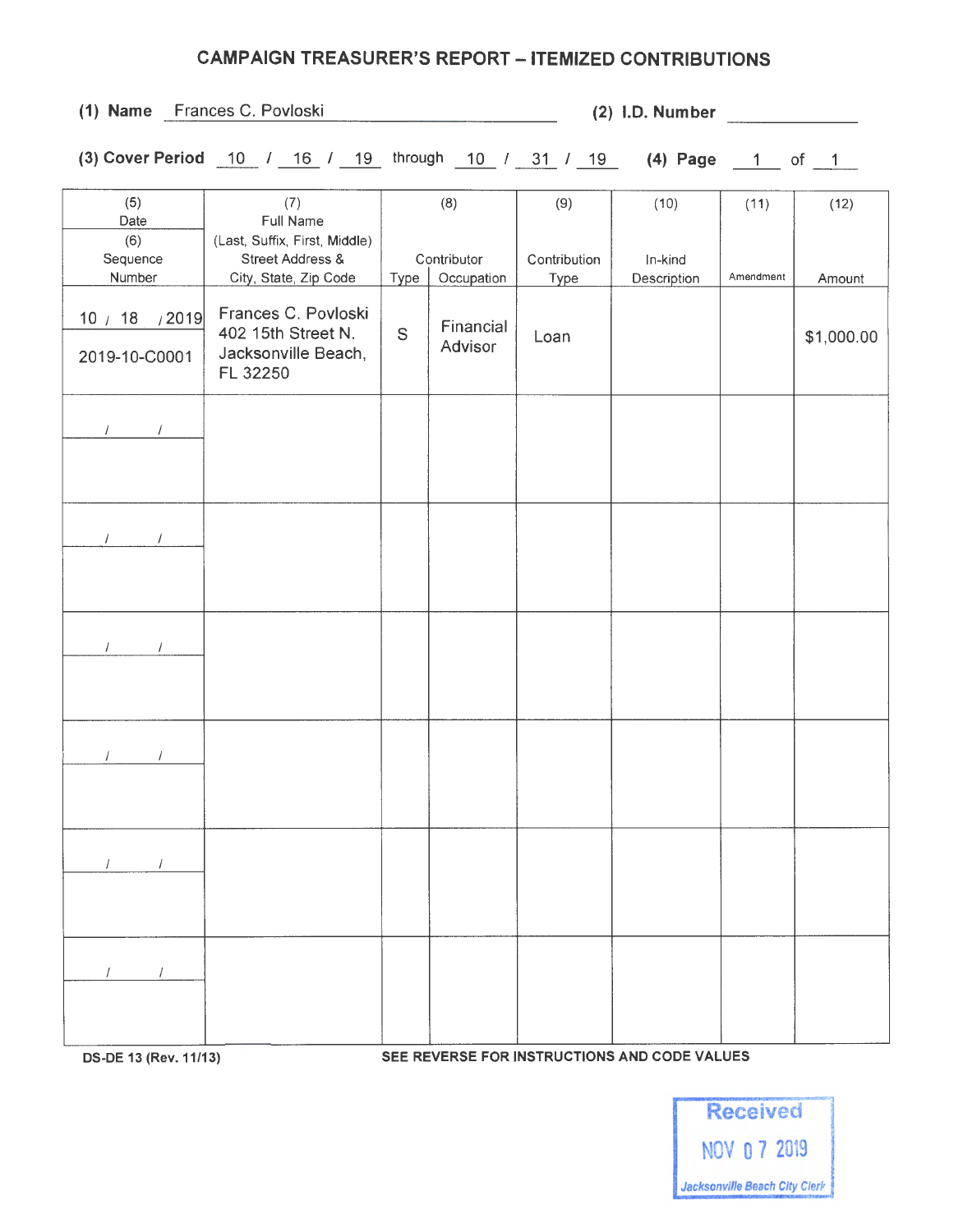# CAMPAIGN TREASURER'S REPORT – ITEMIZED CONTRIBUTIONS

**(1) Name** Frances C. Povloski **(2) I.D. Number** ____________

**(3) Cover Period** 10 / 16 / 19 through 10 / 31 / 19 **(4) Page** 1 of 1

| (5) Date / (6) Sequence Number | (7) Full Name (Last, Suffix, First, Middle) Street Address & City, State, Zip Code | (8) Contributor Type | (8) Contributor Occupation | (9) Contribution Type | (10) In-kind Description | (11) Amendment | (12) Amount |
|---|---|---|---|---|---|---|---|
| 10 / 18 / 2019<br>2019-10-C0001 | Frances C. Povloski<br>402 15th Street N.<br>Jacksonville Beach, FL 32250 | S | Financial Advisor | Loan | | | $1,000.00 |
| / / | | | | | | | |
| / / | | | | | | | |
| / / | | | | | | | |
| / / | | | | | | | |
| / / | | | | | | | |
| / / | | | | | | | |

DS-DE 13 (Rev. 11/13) SEE REVERSE FOR INSTRUCTIONS AND CODE VALUES

Received
NOV 07 2019
Jacksonville Beach City Clerk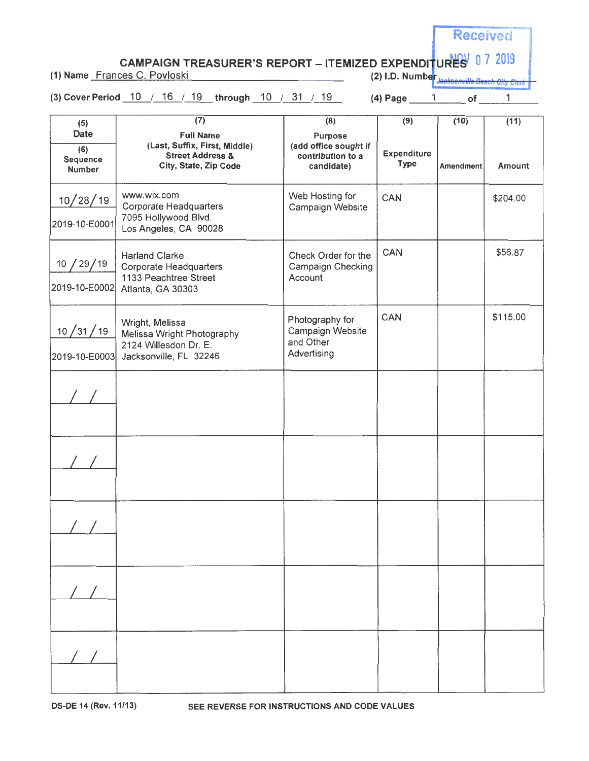Received
NOV 07 2019
Jacksonville Beach City Clerk

# CAMPAIGN TREASURER'S REPORT – ITEMIZED EXPENDITURES

(1) Name Frances C. Povloski (2) I.D. Number

(3) Cover Period 10 / 16 / 19 through 10 / 31 / 19 (4) Page 1 of 1

| (5) Date / (6) Sequence Number | (7) Full Name (Last, Suffix, First, Middle) Street Address & City, State, Zip Code | (8) Purpose (add office sought if contribution to a candidate) | (9) Expenditure Type | (10) Amendment | (11) Amount |
|---|---|---|---|---|---|
| 10/28/19<br>2019-10-E0001 | www.wix.com<br>Corporate Headquarters<br>7095 Hollywood Blvd.<br>Los Angeles, CA 90028 | Web Hosting for Campaign Website | CAN | | $204.00 |
| 10/29/19<br>2019-10-E0002 | Harland Clarke<br>Corporate Headquarters<br>1133 Peachtree Street<br>Atlanta, GA 30303 | Check Order for the Campaign Checking Account | CAN | | $56.87 |
| 10/31/19<br>2019-10-E0003 | Wright, Melissa<br>Melissa Wright Photography<br>2124 Willesdon Dr. E.<br>Jacksonville, FL 32246 | Photography for Campaign Website and Other Advertising | CAN | | $115.00 |
| / / | | | | | |
| / / | | | | | |
| / / | | | | | |
| / / | | | | | |
| / / | | | | | |

DS-DE 14 (Rev. 11/13) SEE REVERSE FOR INSTRUCTIONS AND CODE VALUES